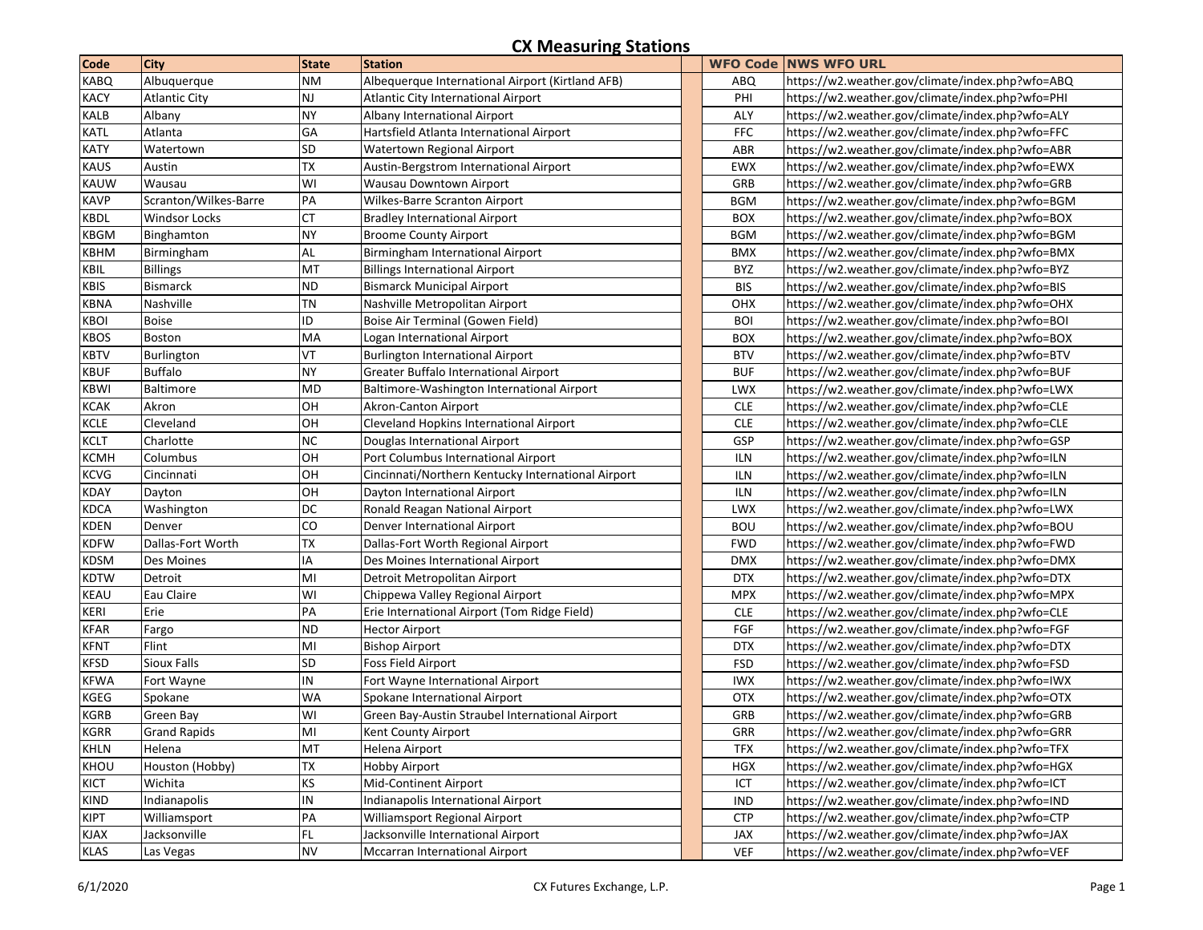# CX Measuring Stations

| Code | City | State | Station | | WFO Code | NWS WFO URL |
|---|---|---|---|---|---|---|
| KABQ | Albuquerque | NM | Albequerque International Airport (Kirtland AFB) | | ABQ | https://w2.weather.gov/climate/index.php?wfo=ABQ |
| KACY | Atlantic City | NJ | Atlantic City International Airport | | PHI | https://w2.weather.gov/climate/index.php?wfo=PHI |
| KALB | Albany | NY | Albany International Airport | | ALY | https://w2.weather.gov/climate/index.php?wfo=ALY |
| KATL | Atlanta | GA | Hartsfield Atlanta International Airport | | FFC | https://w2.weather.gov/climate/index.php?wfo=FFC |
| KATY | Watertown | SD | Watertown Regional Airport | | ABR | https://w2.weather.gov/climate/index.php?wfo=ABR |
| KAUS | Austin | TX | Austin-Bergstrom International Airport | | EWX | https://w2.weather.gov/climate/index.php?wfo=EWX |
| KAUW | Wausau | WI | Wausau Downtown Airport | | GRB | https://w2.weather.gov/climate/index.php?wfo=GRB |
| KAVP | Scranton/Wilkes-Barre | PA | Wilkes-Barre Scranton Airport | | BGM | https://w2.weather.gov/climate/index.php?wfo=BGM |
| KBDL | Windsor Locks | CT | Bradley International Airport | | BOX | https://w2.weather.gov/climate/index.php?wfo=BOX |
| KBGM | Binghamton | NY | Broome County Airport | | BGM | https://w2.weather.gov/climate/index.php?wfo=BGM |
| KBHM | Birmingham | AL | Birmingham International Airport | | BMX | https://w2.weather.gov/climate/index.php?wfo=BMX |
| KBIL | Billings | MT | Billings International Airport | | BYZ | https://w2.weather.gov/climate/index.php?wfo=BYZ |
| KBIS | Bismarck | ND | Bismarck Municipal Airport | | BIS | https://w2.weather.gov/climate/index.php?wfo=BIS |
| KBNA | Nashville | TN | Nashville Metropolitan Airport | | OHX | https://w2.weather.gov/climate/index.php?wfo=OHX |
| KBOI | Boise | ID | Boise Air Terminal (Gowen Field) | | BOI | https://w2.weather.gov/climate/index.php?wfo=BOI |
| KBOS | Boston | MA | Logan International Airport | | BOX | https://w2.weather.gov/climate/index.php?wfo=BOX |
| KBTV | Burlington | VT | Burlington International Airport | | BTV | https://w2.weather.gov/climate/index.php?wfo=BTV |
| KBUF | Buffalo | NY | Greater Buffalo International Airport | | BUF | https://w2.weather.gov/climate/index.php?wfo=BUF |
| KBWI | Baltimore | MD | Baltimore-Washington International Airport | | LWX | https://w2.weather.gov/climate/index.php?wfo=LWX |
| KCAK | Akron | OH | Akron-Canton Airport | | CLE | https://w2.weather.gov/climate/index.php?wfo=CLE |
| KCLE | Cleveland | OH | Cleveland Hopkins International Airport | | CLE | https://w2.weather.gov/climate/index.php?wfo=CLE |
| KCLT | Charlotte | NC | Douglas International Airport | | GSP | https://w2.weather.gov/climate/index.php?wfo=GSP |
| KCMH | Columbus | OH | Port Columbus International Airport | | ILN | https://w2.weather.gov/climate/index.php?wfo=ILN |
| KCVG | Cincinnati | OH | Cincinnati/Northern Kentucky International Airport | | ILN | https://w2.weather.gov/climate/index.php?wfo=ILN |
| KDAY | Dayton | OH | Dayton International Airport | | ILN | https://w2.weather.gov/climate/index.php?wfo=ILN |
| KDCA | Washington | DC | Ronald Reagan National Airport | | LWX | https://w2.weather.gov/climate/index.php?wfo=LWX |
| KDEN | Denver | CO | Denver International Airport | | BOU | https://w2.weather.gov/climate/index.php?wfo=BOU |
| KDFW | Dallas-Fort Worth | TX | Dallas-Fort Worth Regional Airport | | FWD | https://w2.weather.gov/climate/index.php?wfo=FWD |
| KDSM | Des Moines | IA | Des Moines International Airport | | DMX | https://w2.weather.gov/climate/index.php?wfo=DMX |
| KDTW | Detroit | MI | Detroit Metropolitan Airport | | DTX | https://w2.weather.gov/climate/index.php?wfo=DTX |
| KEAU | Eau Claire | WI | Chippewa Valley Regional Airport | | MPX | https://w2.weather.gov/climate/index.php?wfo=MPX |
| KERI | Erie | PA | Erie International Airport (Tom Ridge Field) | | CLE | https://w2.weather.gov/climate/index.php?wfo=CLE |
| KFAR | Fargo | ND | Hector Airport | | FGF | https://w2.weather.gov/climate/index.php?wfo=FGF |
| KFNT | Flint | MI | Bishop Airport | | DTX | https://w2.weather.gov/climate/index.php?wfo=DTX |
| KFSD | Sioux Falls | SD | Foss Field Airport | | FSD | https://w2.weather.gov/climate/index.php?wfo=FSD |
| KFWA | Fort Wayne | IN | Fort Wayne International Airport | | IWX | https://w2.weather.gov/climate/index.php?wfo=IWX |
| KGEG | Spokane | WA | Spokane International Airport | | OTX | https://w2.weather.gov/climate/index.php?wfo=OTX |
| KGRB | Green Bay | WI | Green Bay-Austin Straubel International Airport | | GRB | https://w2.weather.gov/climate/index.php?wfo=GRB |
| KGRR | Grand Rapids | MI | Kent County Airport | | GRR | https://w2.weather.gov/climate/index.php?wfo=GRR |
| KHLN | Helena | MT | Helena Airport | | TFX | https://w2.weather.gov/climate/index.php?wfo=TFX |
| KHOU | Houston (Hobby) | TX | Hobby Airport | | HGX | https://w2.weather.gov/climate/index.php?wfo=HGX |
| KICT | Wichita | KS | Mid-Continent Airport | | ICT | https://w2.weather.gov/climate/index.php?wfo=ICT |
| KIND | Indianapolis | IN | Indianapolis International Airport | | IND | https://w2.weather.gov/climate/index.php?wfo=IND |
| KIPT | Williamsport | PA | Williamsport Regional Airport | | CTP | https://w2.weather.gov/climate/index.php?wfo=CTP |
| KJAX | Jacksonville | FL | Jacksonville International Airport | | JAX | https://w2.weather.gov/climate/index.php?wfo=JAX |
| KLAS | Las Vegas | NV | Mccarran International Airport | | VEF | https://w2.weather.gov/climate/index.php?wfo=VEF |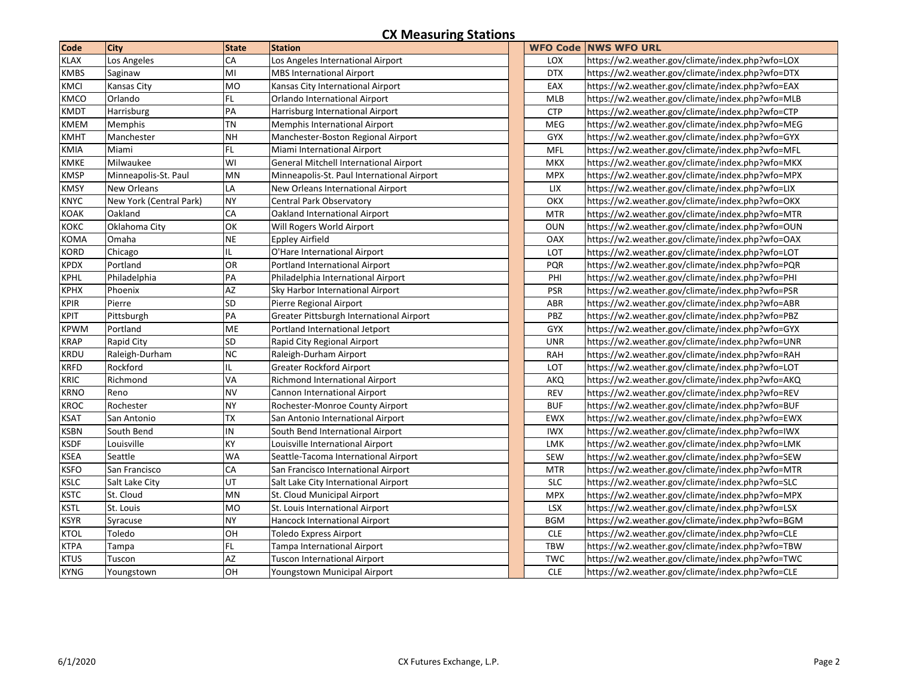## CX Measuring Stations

| Code | City | State | Station | | WFO Code | NWS WFO URL |
|---|---|---|---|---|---|---|
| KLAX | Los Angeles | CA | Los Angeles International Airport | | LOX | https://w2.weather.gov/climate/index.php?wfo=LOX |
| KMBS | Saginaw | MI | MBS International Airport | | DTX | https://w2.weather.gov/climate/index.php?wfo=DTX |
| KMCI | Kansas City | MO | Kansas City International Airport | | EAX | https://w2.weather.gov/climate/index.php?wfo=EAX |
| KMCO | Orlando | FL | Orlando International Airport | | MLB | https://w2.weather.gov/climate/index.php?wfo=MLB |
| KMDT | Harrisburg | PA | Harrisburg International Airport | | CTP | https://w2.weather.gov/climate/index.php?wfo=CTP |
| KMEM | Memphis | TN | Memphis International Airport | | MEG | https://w2.weather.gov/climate/index.php?wfo=MEG |
| KMHT | Manchester | NH | Manchester-Boston Regional Airport | | GYX | https://w2.weather.gov/climate/index.php?wfo=GYX |
| KMIA | Miami | FL | Miami International Airport | | MFL | https://w2.weather.gov/climate/index.php?wfo=MFL |
| KMKE | Milwaukee | WI | General Mitchell International Airport | | MKX | https://w2.weather.gov/climate/index.php?wfo=MKX |
| KMSP | Minneapolis-St. Paul | MN | Minneapolis-St. Paul International Airport | | MPX | https://w2.weather.gov/climate/index.php?wfo=MPX |
| KMSY | New Orleans | LA | New Orleans International Airport | | LIX | https://w2.weather.gov/climate/index.php?wfo=LIX |
| KNYC | New York (Central Park) | NY | Central Park Observatory | | OKX | https://w2.weather.gov/climate/index.php?wfo=OKX |
| KOAK | Oakland | CA | Oakland International Airport | | MTR | https://w2.weather.gov/climate/index.php?wfo=MTR |
| KOKC | Oklahoma City | OK | Will Rogers World Airport | | OUN | https://w2.weather.gov/climate/index.php?wfo=OUN |
| KOMA | Omaha | NE | Eppley Airfield | | OAX | https://w2.weather.gov/climate/index.php?wfo=OAX |
| KORD | Chicago | IL | O'Hare International Airport | | LOT | https://w2.weather.gov/climate/index.php?wfo=LOT |
| KPDX | Portland | OR | Portland International Airport | | PQR | https://w2.weather.gov/climate/index.php?wfo=PQR |
| KPHL | Philadelphia | PA | Philadelphia International Airport | | PHI | https://w2.weather.gov/climate/index.php?wfo=PHI |
| KPHX | Phoenix | AZ | Sky Harbor International Airport | | PSR | https://w2.weather.gov/climate/index.php?wfo=PSR |
| KPIR | Pierre | SD | Pierre Regional Airport | | ABR | https://w2.weather.gov/climate/index.php?wfo=ABR |
| KPIT | Pittsburgh | PA | Greater Pittsburgh International Airport | | PBZ | https://w2.weather.gov/climate/index.php?wfo=PBZ |
| KPWM | Portland | ME | Portland International Jetport | | GYX | https://w2.weather.gov/climate/index.php?wfo=GYX |
| KRAP | Rapid City | SD | Rapid City Regional Airport | | UNR | https://w2.weather.gov/climate/index.php?wfo=UNR |
| KRDU | Raleigh-Durham | NC | Raleigh-Durham Airport | | RAH | https://w2.weather.gov/climate/index.php?wfo=RAH |
| KRFD | Rockford | IL | Greater Rockford Airport | | LOT | https://w2.weather.gov/climate/index.php?wfo=LOT |
| KRIC | Richmond | VA | Richmond International Airport | | AKQ | https://w2.weather.gov/climate/index.php?wfo=AKQ |
| KRNO | Reno | NV | Cannon International Airport | | REV | https://w2.weather.gov/climate/index.php?wfo=REV |
| KROC | Rochester | NY | Rochester-Monroe County Airport | | BUF | https://w2.weather.gov/climate/index.php?wfo=BUF |
| KSAT | San Antonio | TX | San Antonio International Airport | | EWX | https://w2.weather.gov/climate/index.php?wfo=EWX |
| KSBN | South Bend | IN | South Bend International Airport | | IWX | https://w2.weather.gov/climate/index.php?wfo=IWX |
| KSDF | Louisville | KY | Louisville International Airport | | LMK | https://w2.weather.gov/climate/index.php?wfo=LMK |
| KSEA | Seattle | WA | Seattle-Tacoma International Airport | | SEW | https://w2.weather.gov/climate/index.php?wfo=SEW |
| KSFO | San Francisco | CA | San Francisco International Airport | | MTR | https://w2.weather.gov/climate/index.php?wfo=MTR |
| KSLC | Salt Lake City | UT | Salt Lake City International Airport | | SLC | https://w2.weather.gov/climate/index.php?wfo=SLC |
| KSTC | St. Cloud | MN | St. Cloud Municipal Airport | | MPX | https://w2.weather.gov/climate/index.php?wfo=MPX |
| KSTL | St. Louis | MO | St. Louis International Airport | | LSX | https://w2.weather.gov/climate/index.php?wfo=LSX |
| KSYR | Syracuse | NY | Hancock International Airport | | BGM | https://w2.weather.gov/climate/index.php?wfo=BGM |
| KTOL | Toledo | OH | Toledo Express Airport | | CLE | https://w2.weather.gov/climate/index.php?wfo=CLE |
| KTPA | Tampa | FL | Tampa International Airport | | TBW | https://w2.weather.gov/climate/index.php?wfo=TBW |
| KTUS | Tuscon | AZ | Tuscon International Airport | | TWC | https://w2.weather.gov/climate/index.php?wfo=TWC |
| KYNG | Youngstown | OH | Youngstown Municipal Airport | | CLE | https://w2.weather.gov/climate/index.php?wfo=CLE |